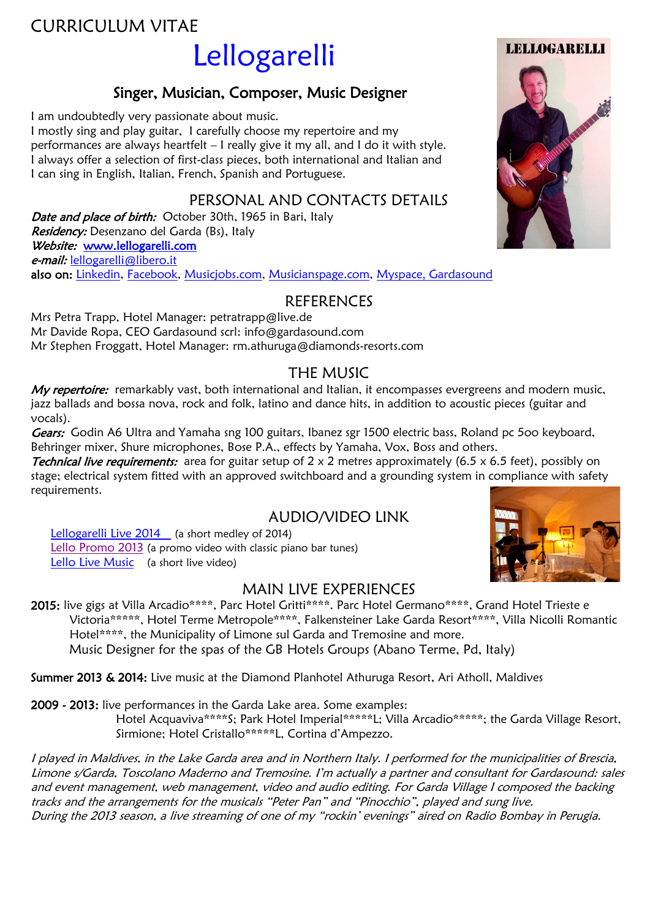CURRICULUM VITAE

# Lellogarelli

## Singer, Musician, Composer, Music Designer

I am undoubtedly very passionate about music.
I mostly sing and play guitar, I carefully choose my repertoire and my performances are always heartfelt – I really give it my all, and I do it with style.
I always offer a selection of first-class pieces, both international and Italian and I can sing in English, Italian, French, Spanish and Portuguese.

LELLOGARELLI

## PERSONAL AND CONTACTS DETAILS

*Date and place of birth:* October 30th, 1965 in Bari, Italy
*Residency:* Desenzano del Garda (Bs), Italy
*Website:* www.lellogarelli.com
*e-mail:* lellogarelli@libero.it
**also on:** Linkedin, Facebook, Musicjobs.com, Musicianspage.com, Myspace, Gardasound

## REFERENCES

Mrs Petra Trapp, Hotel Manager: petratrapp@live.de
Mr Davide Ropa, CEO Gardasound scrl: info@gardasound.com
Mr Stephen Froggatt, Hotel Manager: rm.athuruga@diamonds-resorts.com

## THE MUSIC

*My repertoire:* remarkably vast, both international and Italian, it encompasses evergreens and modern music, jazz ballads and bossa nova, rock and folk, latino and dance hits, in addition to acoustic pieces (guitar and vocals).
*Gears:* Godin A6 Ultra and Yamaha sng 100 guitars, Ibanez sgr 1500 electric bass, Roland pc 5oo keyboard, Behringer mixer, Shure microphones, Bose P.A., effects by Yamaha, Vox, Boss and others.
*Technical live requirements:* area for guitar setup of 2 x 2 metres approximately (6.5 x 6.5 feet), possibly on stage; electrical system fitted with an approved switchboard and a grounding system in compliance with safety requirements.

## AUDIO/VIDEO LINK

Lellogarelli Live 2014 (a short medley of 2014)
Lello Promo 2013 (a promo video with classic piano bar tunes)
Lello Live Music (a short live video)

## MAIN LIVE EXPERIENCES

**2015:** live gigs at Villa Arcadio****, Parc Hotel Gritti****. Parc Hotel Germano****, Grand Hotel Trieste e Victoria*****, Hotel Terme Metropole****, Falkensteiner Lake Garda Resort****, Villa Nicolli Romantic Hotel****, the Municipality of Limone sul Garda and Tremosine and more.
Music Designer for the spas of the GB Hotels Groups (Abano Terme, Pd, Italy)

**Summer 2013 & 2014:** Live music at the Diamond Planhotel Athuruga Resort, Ari Atholl, Maldives

**2009 - 2013:** live performances in the Garda Lake area. Some examples:
Hotel Acquaviva****S; Park Hotel Imperial*****L; Villa Arcadio*****; the Garda Village Resort, Sirmione; Hotel Cristallo*****L, Cortina d'Ampezzo.

*I played in Maldives, in the Lake Garda area and in Northern Italy. I performed for the municipalities of Brescia, Limone s/Garda, Toscolano Maderno and Tremosine. I'm actually a partner and consultant for Gardasound: sales and event management, web management, video and audio editing. For Garda Village I composed the backing tracks and the arrangements for the musicals "Peter Pan" and "Pinocchio", played and sung live.*
*During the 2013 season, a live streaming of one of my "rockin' evenings" aired on Radio Bombay in Perugia.*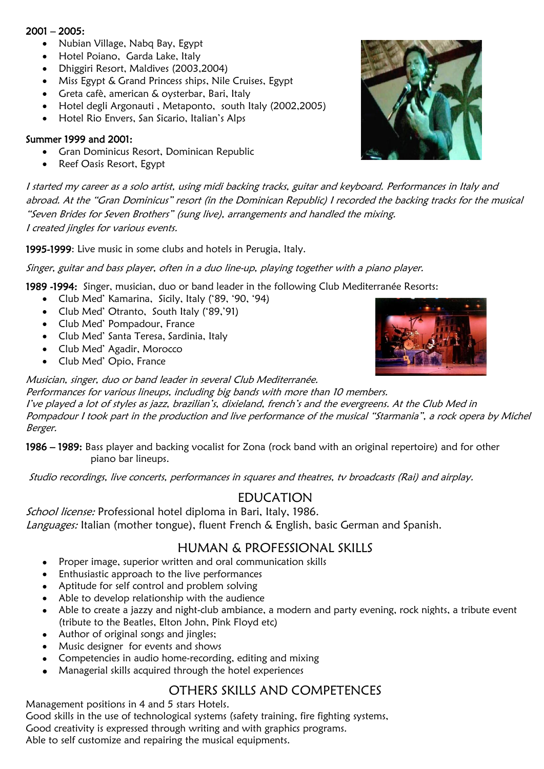**2001 – 2005:**

- Nubian Village, Nabq Bay, Egypt
- Hotel Poiano, Garda Lake, Italy
- Dhiggiri Resort, Maldives (2003,2004)
- Miss Egypt & Grand Princess ships, Nile Cruises, Egypt
- Greta cafè, american & oysterbar, Bari, Italy
- Hotel degli Argonauti , Metaponto, south Italy (2002,2005)
- Hotel Rio Envers, San Sicario, Italian's Alps

**Summer 1999 and 2001:**

- Gran Dominicus Resort, Dominican Republic
- Reef Oasis Resort, Egypt

*I started my career as a solo artist, using midi backing tracks, guitar and keyboard. Performances in Italy and abroad. At the "Gran Dominicus" resort (in the Dominican Republic) I recorded the backing tracks for the musical "Seven Brides for Seven Brothers" (sung live), arrangements and handled the mixing.*
*I created jingles for various events.*

**1995-1999**: Live music in some clubs and hotels in Perugia, Italy.

*Singer, guitar and bass player, often in a duo line-up, playing together with a piano player.*

**1989 -1994:** Singer, musician, duo or band leader in the following Club Mediterranée Resorts:

- Club Med' Kamarina, Sicily, Italy ('89, '90, '94)
- Club Med' Otranto, South Italy ('89,'91)
- Club Med' Pompadour, France
- Club Med' Santa Teresa, Sardinia, Italy
- Club Med' Agadir, Morocco
- Club Med' Opio, France

*Musician, singer, duo or band leader in several Club Mediterranée.*
*Performances for various lineups, including big bands with more than 10 members.*
*I've played a lot of styles as jazz, brazilian's, dixieland, french's and the evergreens. At the Club Med in Pompadour I took part in the production and live performance of the musical "Starmania", a rock opera by Michel Berger.*

**1986 – 1989:** Bass player and backing vocalist for Zona (rock band with an original repertoire) and for other piano bar lineups.

*Studio recordings, live concerts, performances in squares and theatres, tv broadcasts (Rai) and airplay.*

## EDUCATION

*School license:* Professional hotel diploma in Bari, Italy, 1986.
*Languages:* Italian (mother tongue), fluent French & English, basic German and Spanish.

## HUMAN & PROFESSIONAL SKILLS

- Proper image, superior written and oral communication skills
- Enthusiastic approach to the live performances
- Aptitude for self control and problem solving
- Able to develop relationship with the audience
- Able to create a jazzy and night-club ambiance, a modern and party evening, rock nights, a tribute event (tribute to the Beatles, Elton John, Pink Floyd etc)
- Author of original songs and jingles;
- Music designer for events and shows
- Competencies in audio home-recording, editing and mixing
- Managerial skills acquired through the hotel experiences

## OTHERS SKILLS AND COMPETENCES

Management positions in 4 and 5 stars Hotels.
Good skills in the use of technological systems (safety training, fire fighting systems,
Good creativity is expressed through writing and with graphics programs.
Able to self customize and repairing the musical equipments.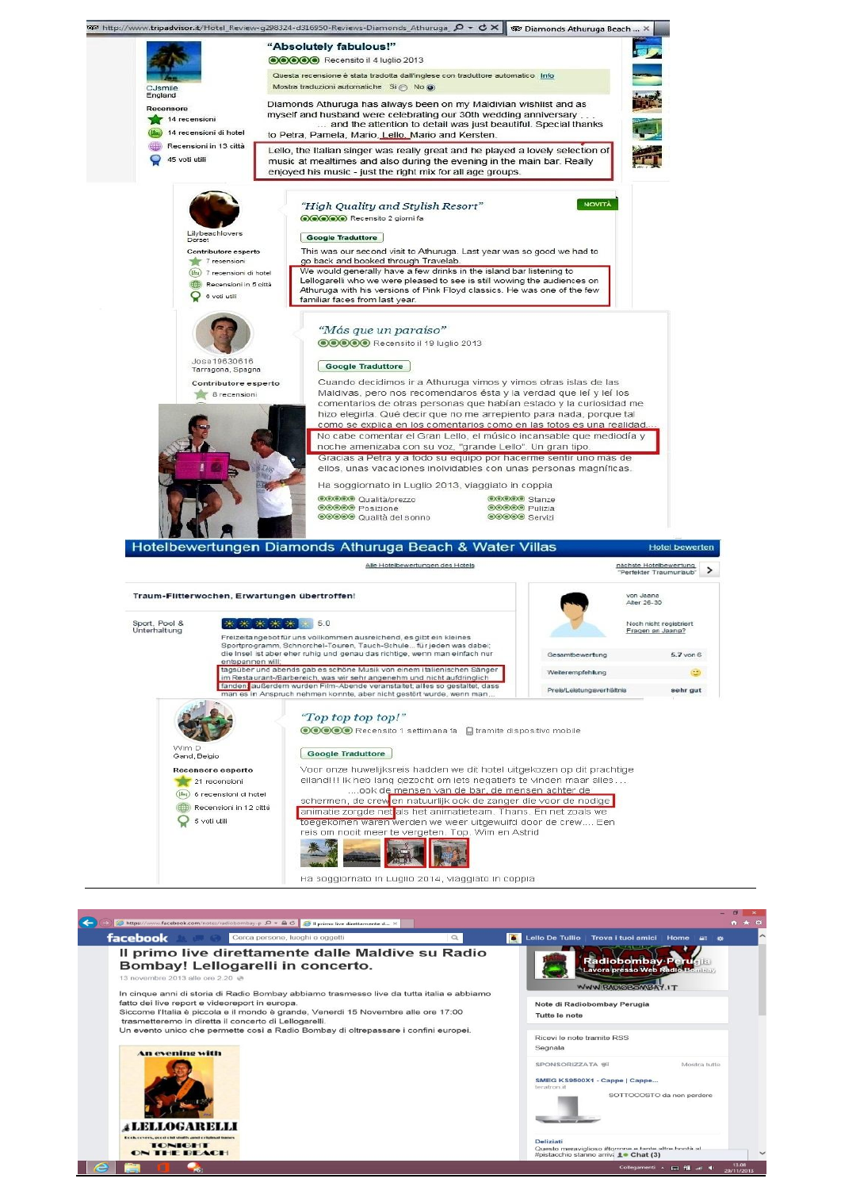http://www.tripadvisor.it/Hotel_Review-g298324-d316950-Reviews-Diamonds_Athuruga

Diamonds Athuruga Beach ...

CJsmile
England

Recensore

14 recensioni

14 recensioni di hotel

Recensioni in 13 città

45 voti utili

**"Absolutely fabulous!"**

Recensito il 4 luglio 2013

Questa recensione è stata tradotta dall'inglese con traduttore automatico Info

Mostra traduzioni automatiche Sì No

Diamonds Athuruga has always been on my Maldivian wishlist and as myself and husband were celebrating our 30th wedding anniversary . . . ... and the attention to detail was just beautiful. Special thanks to Petra, Pamela, Mario, Lello, Mario and Kersten.

Lello, the Italian singer was really great and he played a lovely selection of music at mealtimes and also during the evening in the main bar. Really enjoyed his music - just the right mix for all age groups.

---

Lilybeachlovers
Dorset

Contributore esperto

7 recensioni

7 recensioni di hotel

Recensioni in 5 città

6 voti utili

*"High Quality and Stylish Resort"*

NOVITÀ

Recensito 2 giorni fa

Google Traduttore

This was our second visit to Athuruga. Last year was so good we had to go back and booked through Travelab.

We would generally have a few drinks in the island bar listening to Lellogarelli who we were pleased to see is still wowing the audiences on Athuruga with his versions of Pink Floyd classics. He was one of the few familiar faces from last year.

---

Josa19630616
Tarragona, Spagna

Contributore esperto

8 recensioni

*"Más que un paraíso"*

Recensito il 19 luglio 2013

Google Traduttore

Cuando decidimos ir a Athuruga vimos y vimos otras islas de las Maldivas, pero nos recomendaros ésta y la verdad que leí y leí los comentarios de otras personas que habían estado y la curiosidad me hizo elegirla. Qué decir que no me arrepiento para nada, porque tal como se explica en los comentarios como en las fotos es una realidad.

No cabe comentar el Gran Lello, el músico incansable que mediodía y noche amenizaba con su voz, "grande Lello". Un gran tipo.

Gracias a Petra y a todo su equipo por hacerme sentir uno mas de ellos, unas vacaciones inolvidables con unas personas magníficas.

Ha soggiornato in Luglio 2013, viaggiato in coppia

| | |
|---|---|
| Qualità/prezzo | Stanze |
| Posizione | Pulizia |
| Qualità del sonno | Servizi |

---

## Hotelbewertungen Diamonds Athuruga Beach & Water Villas

Hotel bewerten

Alle Hotelbewertungen des Hotels

nächste Hotelbewertung
"Perfekter Traumurlaub"

**Traum-Flitterwochen, Erwartungen übertroffen!**

von Jeana
Alter 26-30

Noch nicht registriert
Fragen an Jeana?

Sport, Pool & Unterhaltung 5.0

Freizeitangebot für uns vollkommen ausreichend, es gibt ein kleines Sportprogramm, Schnorchel-Touren, Tauch-Schule... für jeden was dabei; die Insel ist aber eher ruhig und genau das richtige, wenn man einfach nur entspannen will; tagsüber und abends gab es schöne Musik von einem italienischen Sänger im Restaurant-/Barbereich, was wir sehr angenehm und nicht aufdringlich fanden; außerdem wurden Film-Abende veranstaltet, alles so gestaltet, dass man es in Anspruch nehmen konnte, aber nicht gestört wurde, wenn man...

| | |
|---|---|
| Gesamtbewertung | 5.7 von 6 |
| Weiterempfehlung | |
| Preis/Leistungsverhältnis | sehr gut |

---

Wim D
Gand, Belgio

Recensore esperto

21 recensioni

6 recensioni di hotel

Recensioni in 12 città

5 voti utili

*"Top top top top!"*

Recensito 1 settimana fa tramite dispositivo mobile

Google Traduttore

Voor onze huwelijksreis hadden we dit hotel uitgekozen op dit prachtige eiland!!! Ik heb lang gezocht om iets negatiefs te vinden maar alles... ....ook de mensen van de bar, de mensen achter de schermen, de crew en natuurlijk ook de zanger die voor de nodige animatie zorgde net als het animatieteam. Thans. En net zoals we toegekomen waren werden we weer uitgewuifd door de crew.... Een reis om nooit meer te vergeten. Top. Wim en Astrid

Ha soggiornato in Luglio 2014, viaggiato in coppia

---

facebook

Cerca persone, luoghi e oggetti

Lello De Tullio | Trova i tuoi amici | Home

## Il primo live direttamente dalle Maldive su Radio Bombay! Lellogarelli in concerto.

13 novembre 2013 alle ore 2.20

In cinque anni di storia di Radio Bombay abbiamo trasmesso live da tutta italia e abbiamo fatto dei live report e videoreport in europa.
Siccome l'Italia è piccola e il mondo è grande, Venerdì 15 Novembre alle ore 17:00 trasmetteremo in diretta il concerto di Lellogarelli.
Un evento unico che permette così a Radio Bombay di oltrepassare i confini europei.

An evening with
LELLOGARELLI
TONIGHT
ON THE BEACH

Radiobombay Perugia
Lavora presso Web Radio Bombay

WWW.RADIOBOMBAY.IT

Note di Radiobombay Perugia

Tutte le note

Ricevi le note tramite RSS

Segnala

SPONSORIZZATA | Mostra tutte

SMEG KS9500X1 - Cappe | Cappe...
teratron.it

SOTTOCOSTO da non perdere

Deliziati

Questo meraviglioso #torrone e tante altre bontà al #pistacchio stanno arriv...

Chat (3)

13.08
29/11/2013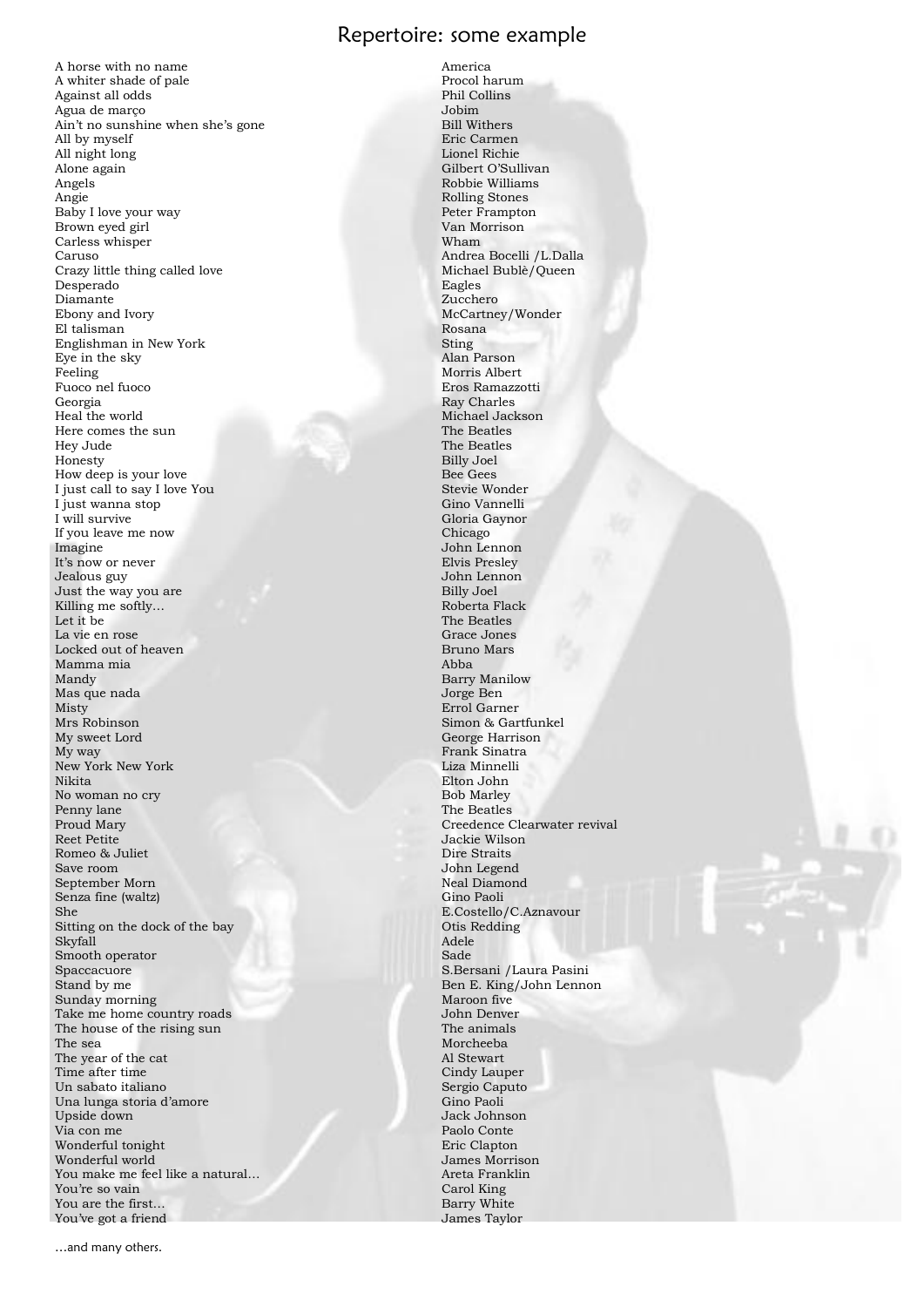# Repertoire: some example

| | |
|---|---|
| A horse with no name | America |
| A whiter shade of pale | Procol harum |
| Against all odds | Phil Collins |
| Agua de março | Jobim |
| Ain't no sunshine when she's gone | Bill Withers |
| All by myself | Eric Carmen |
| All night long | Lionel Richie |
| Alone again | Gilbert O'Sullivan |
| Angels | Robbie Williams |
| Angie | Rolling Stones |
| Baby I love your way | Peter Frampton |
| Brown eyed girl | Van Morrison |
| Carless whisper | Wham |
| Caruso | Andrea Bocelli /L.Dalla |
| Crazy little thing called love | Michael Bublè/Queen |
| Desperado | Eagles |
| Diamante | Zucchero |
| Ebony and Ivory | McCartney/Wonder |
| El talisman | Rosana |
| Englishman in New York | Sting |
| Eye in the sky | Alan Parson |
| Feeling | Morris Albert |
| Fuoco nel fuoco | Eros Ramazzotti |
| Georgia | Ray Charles |
| Heal the world | Michael Jackson |
| Here comes the sun | The Beatles |
| Hey Jude | The Beatles |
| Honesty | Billy Joel |
| How deep is your love | Bee Gees |
| I just call to say I love You | Stevie Wonder |
| I just wanna stop | Gino Vannelli |
| I will survive | Gloria Gaynor |
| If you leave me now | Chicago |
| Imagine | John Lennon |
| It's now or never | Elvis Presley |
| Jealous guy | John Lennon |
| Just the way you are | Billy Joel |
| Killing me softly… | Roberta Flack |
| Let it be | The Beatles |
| La vie en rose | Grace Jones |
| Locked out of heaven | Bruno Mars |
| Mamma mia | Abba |
| Mandy | Barry Manilow |
| Mas que nada | Jorge Ben |
| Misty | Errol Garner |
| Mrs Robinson | Simon & Gartfunkel |
| My sweet Lord | George Harrison |
| My way | Frank Sinatra |
| New York New York | Liza Minnelli |
| Nikita | Elton John |
| No woman no cry | Bob Marley |
| Penny lane | The Beatles |
| Proud Mary | Creedence Clearwater revival |
| Reet Petite | Jackie Wilson |
| Romeo & Juliet | Dire Straits |
| Save room | John Legend |
| September Morn | Neal Diamond |
| Senza fine (waltz) | Gino Paoli |
| She | E.Costello/C.Aznavour |
| Sitting on the dock of the bay | Otis Redding |
| Skyfall | Adele |
| Smooth operator | Sade |
| Spaccacuore | S.Bersani /Laura Pasini |
| Stand by me | Ben E. King/John Lennon |
| Sunday morning | Maroon five |
| Take me home country roads | John Denver |
| The house of the rising sun | The animals |
| The sea | Morcheeba |
| The year of the cat | Al Stewart |
| Time after time | Cindy Lauper |
| Un sabato italiano | Sergio Caputo |
| Una lunga storia d'amore | Gino Paoli |
| Upside down | Jack Johnson |
| Via con me | Paolo Conte |
| Wonderful tonight | Eric Clapton |
| Wonderful world | James Morrison |
| You make me feel like a natural… | Areta Franklin |
| You're so vain | Carol King |
| You are the first… | Barry White |
| You've got a friend | James Taylor |

…and many others.